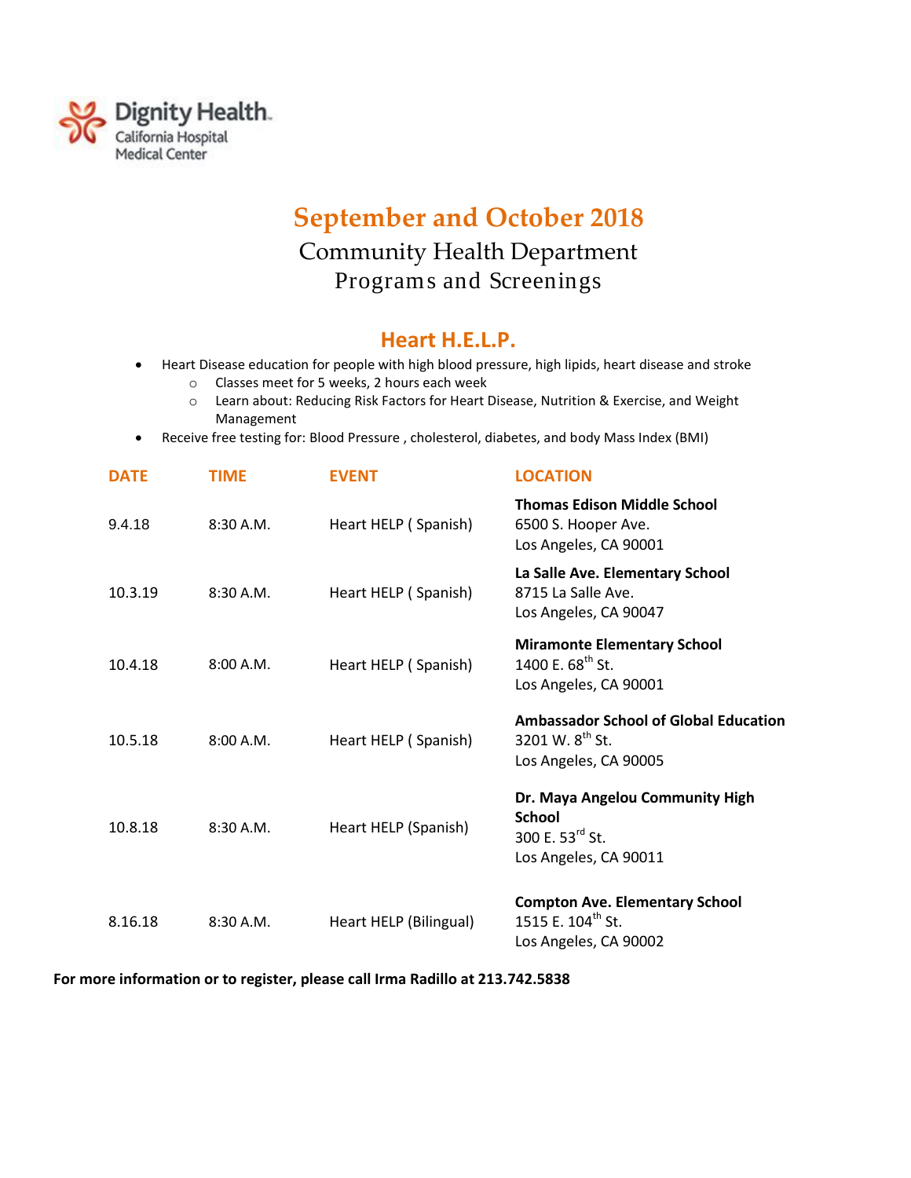Dignity Health
California Hospital Medical Center

# September and October 2018

## Community Health Department Programs and Screenings

## Heart H.E.L.P.

- Heart Disease education for people with high blood pressure, high lipids, heart disease and stroke
  - Classes meet for 5 weeks, 2 hours each week
  - Learn about: Reducing Risk Factors for Heart Disease, Nutrition & Exercise, and Weight Management
- Receive free testing for: Blood Pressure , cholesterol, diabetes, and body Mass Index (BMI)

| DATE | TIME | EVENT | LOCATION |
|---|---|---|---|
| 9.4.18 | 8:30 A.M. | Heart HELP ( Spanish) | **Thomas Edison Middle School**<br>6500 S. Hooper Ave.<br>Los Angeles, CA 90001 |
| 10.3.19 | 8:30 A.M. | Heart HELP ( Spanish) | **La Salle Ave. Elementary School**<br>8715 La Salle Ave.<br>Los Angeles, CA 90047 |
| 10.4.18 | 8:00 A.M. | Heart HELP ( Spanish) | **Miramonte Elementary School**<br>1400 E. 68th St.<br>Los Angeles, CA 90001 |
| 10.5.18 | 8:00 A.M. | Heart HELP ( Spanish) | **Ambassador School of Global Education**<br>3201 W. 8th St.<br>Los Angeles, CA 90005 |
| 10.8.18 | 8:30 A.M. | Heart HELP (Spanish) | **Dr. Maya Angelou Community High School**<br>300 E. 53rd St.<br>Los Angeles, CA 90011 |
| 8.16.18 | 8:30 A.M. | Heart HELP (Bilingual) | **Compton Ave. Elementary School**<br>1515 E. 104th St.<br>Los Angeles, CA 90002 |

**For more information or to register, please call Irma Radillo at 213.742.5838**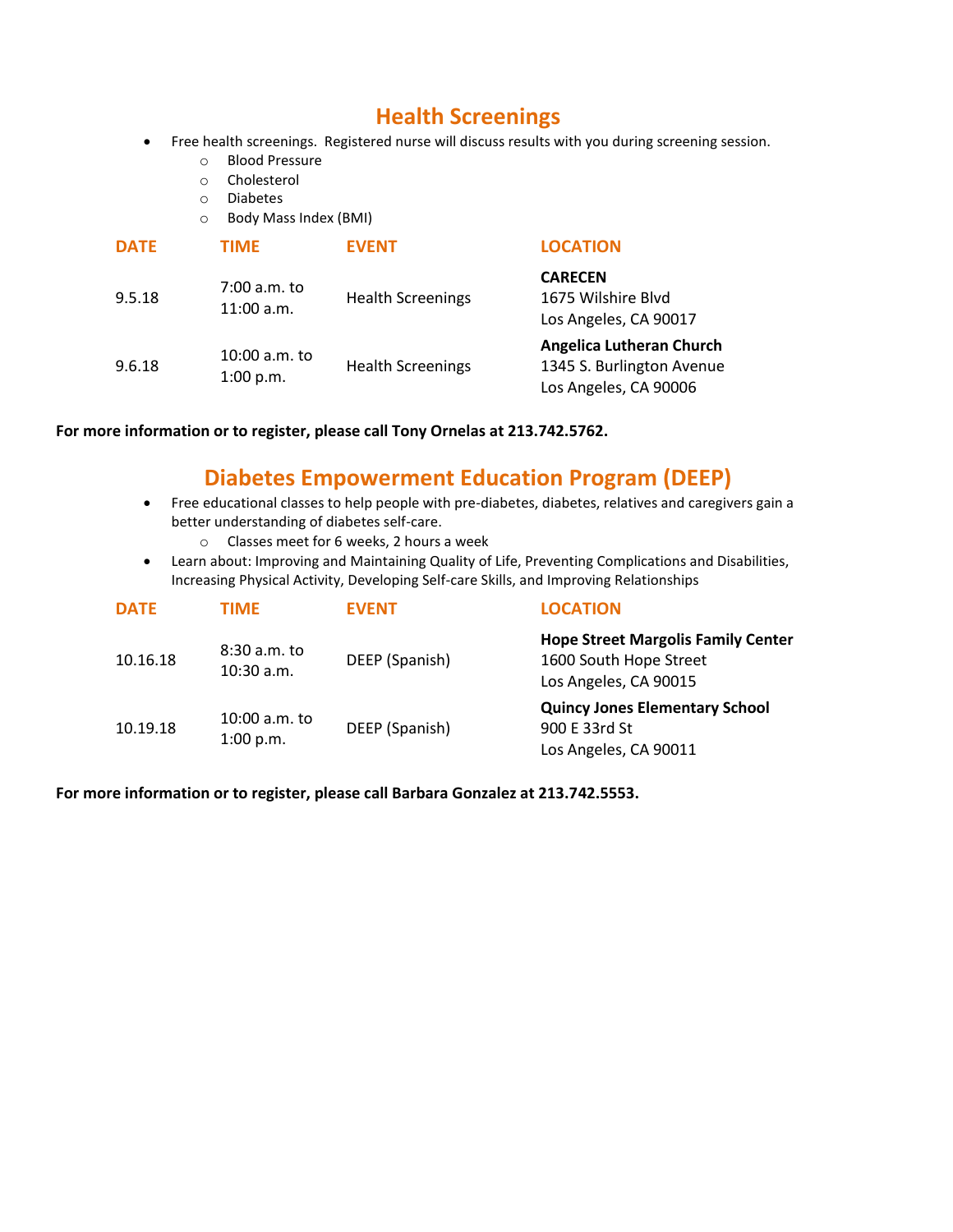## Health Screenings

- Free health screenings. Registered nurse will discuss results with you during screening session.
  - Blood Pressure
  - Cholesterol
  - Diabetes
  - Body Mass Index (BMI)

| DATE | TIME | EVENT | LOCATION |
|---|---|---|---|
| 9.5.18 | 7:00 a.m. to 11:00 a.m. | Health Screenings | **CARECEN**<br>1675 Wilshire Blvd<br>Los Angeles, CA 90017 |
| 9.6.18 | 10:00 a.m. to 1:00 p.m. | Health Screenings | **Angelica Lutheran Church**<br>1345 S. Burlington Avenue<br>Los Angeles, CA 90006 |

**For more information or to register, please call Tony Ornelas at 213.742.5762.**

## Diabetes Empowerment Education Program (DEEP)

- Free educational classes to help people with pre-diabetes, diabetes, relatives and caregivers gain a better understanding of diabetes self-care.
  - Classes meet for 6 weeks, 2 hours a week
- Learn about: Improving and Maintaining Quality of Life, Preventing Complications and Disabilities, Increasing Physical Activity, Developing Self-care Skills, and Improving Relationships

| DATE | TIME | EVENT | LOCATION |
|---|---|---|---|
| 10.16.18 | 8:30 a.m. to 10:30 a.m. | DEEP (Spanish) | **Hope Street Margolis Family Center**<br>1600 South Hope Street<br>Los Angeles, CA 90015 |
| 10.19.18 | 10:00 a.m. to 1:00 p.m. | DEEP (Spanish) | **Quincy Jones Elementary School**<br>900 E 33rd St<br>Los Angeles, CA 90011 |

**For more information or to register, please call Barbara Gonzalez at 213.742.5553.**